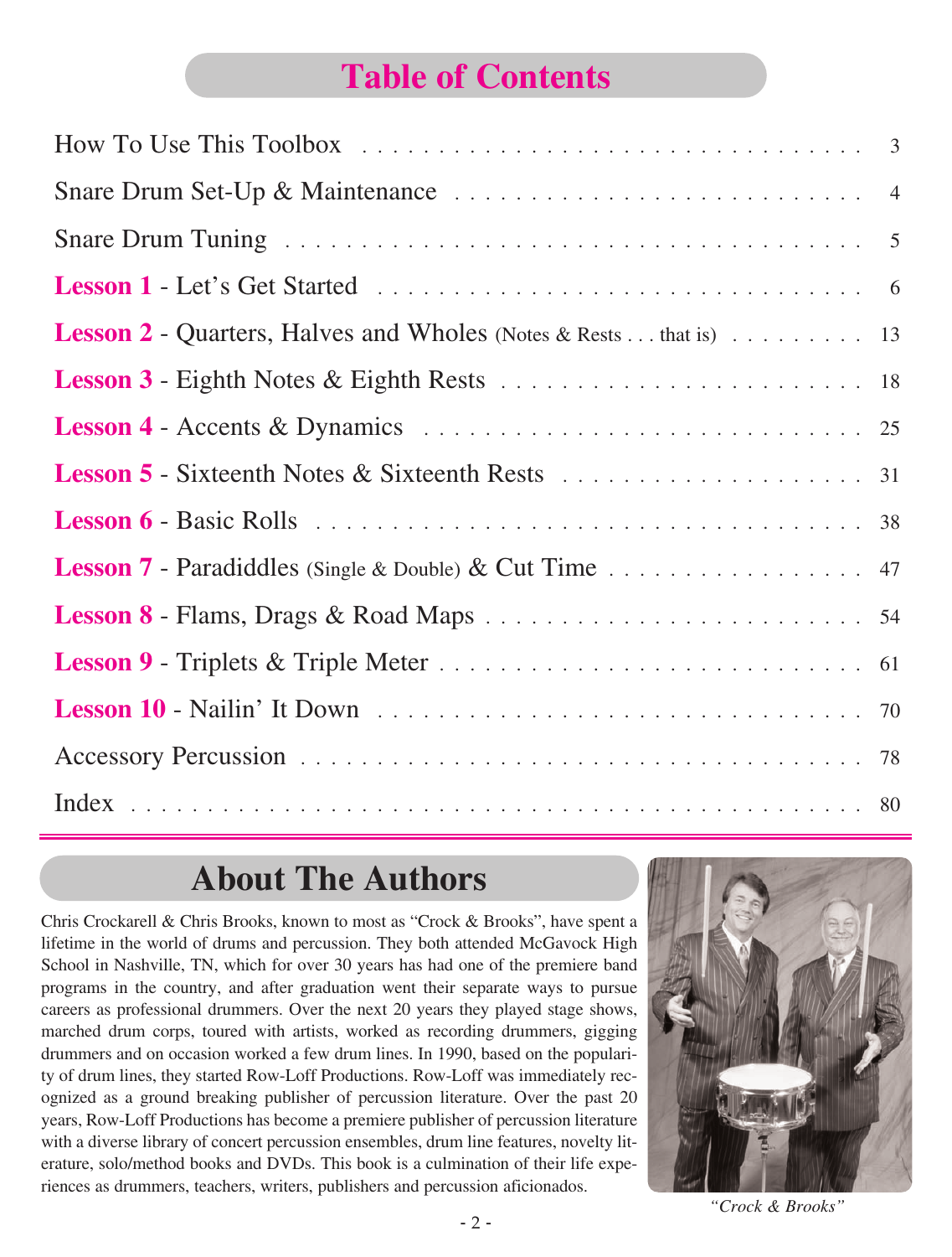# Table of Contents

| | |
|---|---|
| How To Use This Toolbox | 3 |
| Snare Drum Set-Up & Maintenance | 4 |
| Snare Drum Tuning | 5 |
| **Lesson 1** - Let's Get Started | 6 |
| **Lesson 2** - Quarters, Halves and Wholes (Notes & Rests . . . that is) | 13 |
| **Lesson 3** - Eighth Notes & Eighth Rests | 18 |
| **Lesson 4** - Accents & Dynamics | 25 |
| **Lesson 5** - Sixteenth Notes & Sixteenth Rests | 31 |
| **Lesson 6** - Basic Rolls | 38 |
| **Lesson 7** - Paradiddles (Single & Double) & Cut Time | 47 |
| **Lesson 8** - Flams, Drags & Road Maps | 54 |
| **Lesson 9** - Triplets & Triple Meter | 61 |
| **Lesson 10** - Nailin' It Down | 70 |
| Accessory Percussion | 78 |
| Index | 80 |

## About The Authors

Chris Crockarell & Chris Brooks, known to most as "Crock & Brooks", have spent a lifetime in the world of drums and percussion. They both attended McGavock High School in Nashville, TN, which for over 30 years has had one of the premiere band programs in the country, and after graduation went their separate ways to pursue careers as professional drummers. Over the next 20 years they played stage shows, marched drum corps, toured with artists, worked as recording drummers, gigging drummers and on occasion worked a few drum lines. In 1990, based on the popularity of drum lines, they started Row-Loff Productions. Row-Loff was immediately recognized as a ground breaking publisher of percussion literature. Over the past 20 years, Row-Loff Productions has become a premiere publisher of percussion literature with a diverse library of concert percussion ensembles, drum line features, novelty literature, solo/method books and DVDs. This book is a culmination of their life experiences as drummers, teachers, writers, publishers and percussion aficionados.

*"Crock & Brooks"*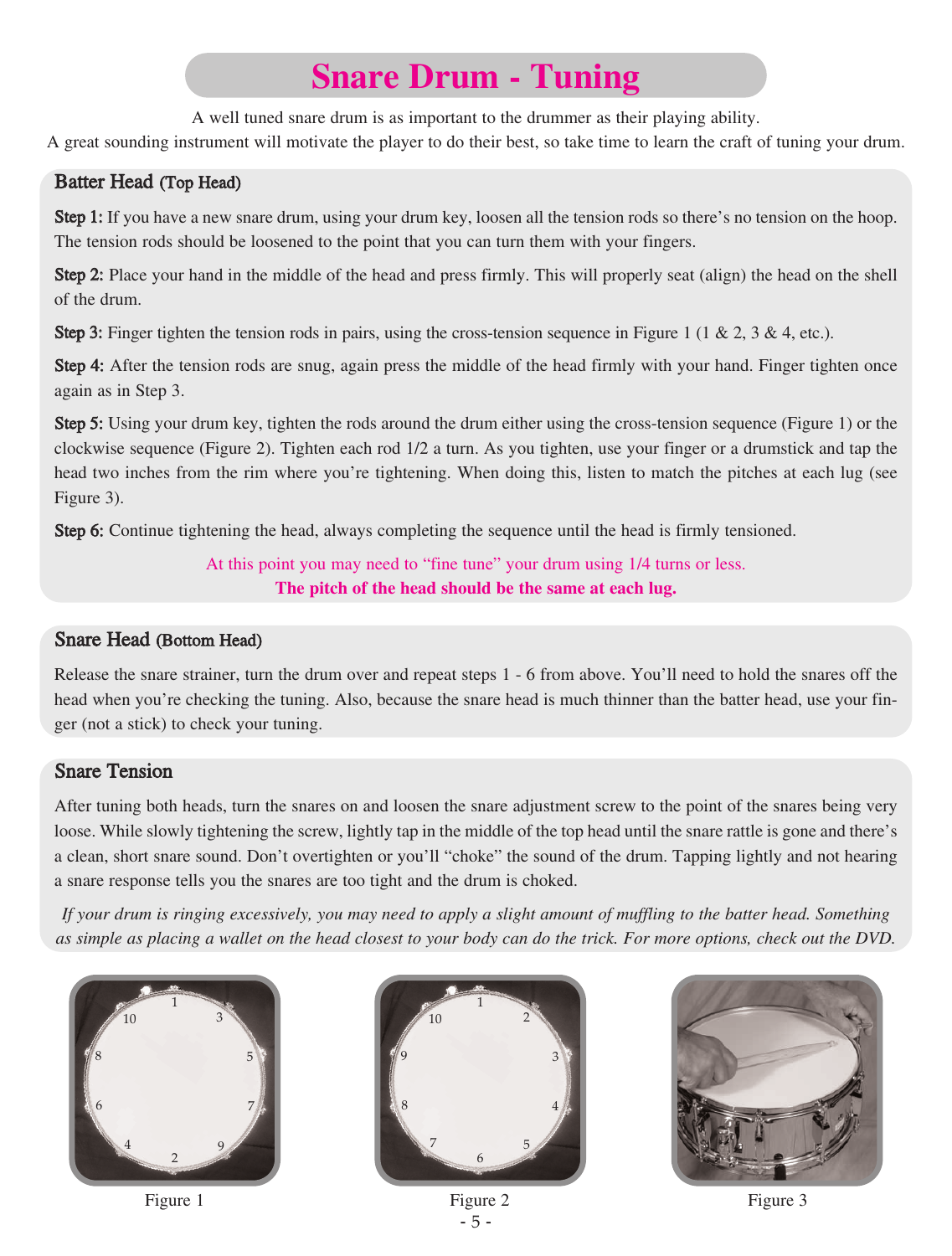# Snare Drum - Tuning

A well tuned snare drum is as important to the drummer as their playing ability.
A great sounding instrument will motivate the player to do their best, so take time to learn the craft of tuning your drum.

## Batter Head (Top Head)

**Step 1:** If you have a new snare drum, using your drum key, loosen all the tension rods so there's no tension on the hoop. The tension rods should be loosened to the point that you can turn them with your fingers.

**Step 2:** Place your hand in the middle of the head and press firmly. This will properly seat (align) the head on the shell of the drum.

**Step 3:** Finger tighten the tension rods in pairs, using the cross-tension sequence in Figure 1 (1 & 2, 3 & 4, etc.).

**Step 4:** After the tension rods are snug, again press the middle of the head firmly with your hand. Finger tighten once again as in Step 3.

**Step 5:** Using your drum key, tighten the rods around the drum either using the cross-tension sequence (Figure 1) or the clockwise sequence (Figure 2). Tighten each rod 1/2 a turn. As you tighten, use your finger or a drumstick and tap the head two inches from the rim where you're tightening. When doing this, listen to match the pitches at each lug (see Figure 3).

**Step 6:** Continue tightening the head, always completing the sequence until the head is firmly tensioned.

At this point you may need to "fine tune" your drum using 1/4 turns or less.
**The pitch of the head should be the same at each lug.**

## Snare Head (Bottom Head)

Release the snare strainer, turn the drum over and repeat steps 1 - 6 from above. You'll need to hold the snares off the head when you're checking the tuning. Also, because the snare head is much thinner than the batter head, use your finger (not a stick) to check your tuning.

## Snare Tension

After tuning both heads, turn the snares on and loosen the snare adjustment screw to the point of the snares being very loose. While slowly tightening the screw, lightly tap in the middle of the top head until the snare rattle is gone and there's a clean, short snare sound. Don't overtighten or you'll "choke" the sound of the drum. Tapping lightly and not hearing a snare response tells you the snares are too tight and the drum is choked.

*If your drum is ringing excessively, you may need to apply a slight amount of muffling to the batter head. Something as simple as placing a wallet on the head closest to your body can do the trick. For more options, check out the DVD.*

Figure 1

Figure 2

Figure 3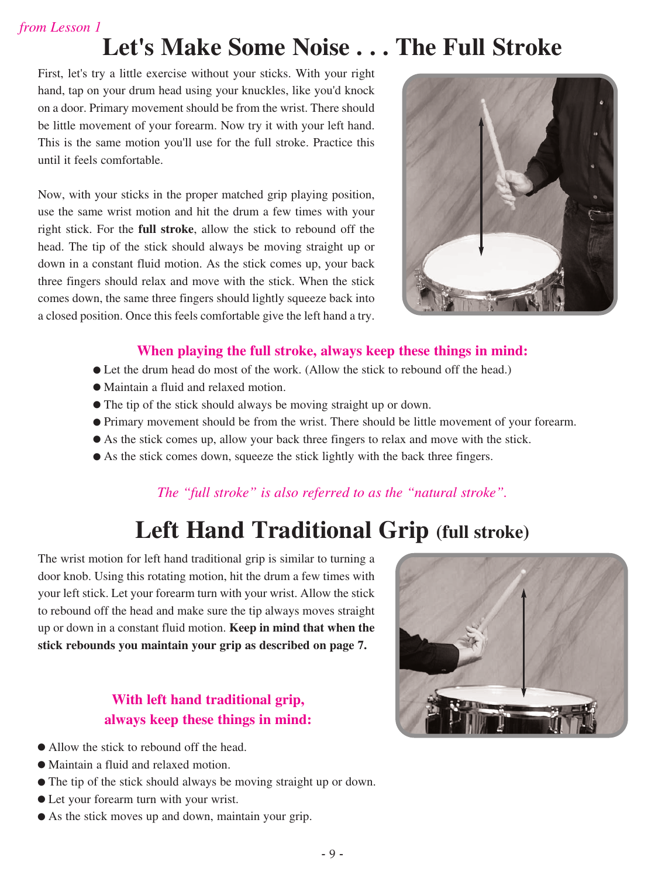*from Lesson 1*

# Let's Make Some Noise . . . The Full Stroke

First, let's try a little exercise without your sticks. With your right hand, tap on your drum head using your knuckles, like you'd knock on a door. Primary movement should be from the wrist. There should be little movement of your forearm. Now try it with your left hand. This is the same motion you'll use for the full stroke. Practice this until it feels comfortable.

Now, with your sticks in the proper matched grip playing position, use the same wrist motion and hit the drum a few times with your right stick. For the **full stroke**, allow the stick to rebound off the head. The tip of the stick should always be moving straight up or down in a constant fluid motion. As the stick comes up, your back three fingers should relax and move with the stick. When the stick comes down, the same three fingers should lightly squeeze back into a closed position. Once this feels comfortable give the left hand a try.

**When playing the full stroke, always keep these things in mind:**

- Let the drum head do most of the work. (Allow the stick to rebound off the head.)
- Maintain a fluid and relaxed motion.
- The tip of the stick should always be moving straight up or down.
- Primary movement should be from the wrist. There should be little movement of your forearm.
- As the stick comes up, allow your back three fingers to relax and move with the stick.
- As the stick comes down, squeeze the stick lightly with the back three fingers.

*The "full stroke" is also referred to as the "natural stroke".*

# Left Hand Traditional Grip (full stroke)

The wrist motion for left hand traditional grip is similar to turning a door knob. Using this rotating motion, hit the drum a few times with your left stick. Let your forearm turn with your wrist. Allow the stick to rebound off the head and make sure the tip always moves straight up or down in a constant fluid motion. **Keep in mind that when the stick rebounds you maintain your grip as described on page 7.**

**With left hand traditional grip, always keep these things in mind:**

- Allow the stick to rebound off the head.
- Maintain a fluid and relaxed motion.
- The tip of the stick should always be moving straight up or down.
- Let your forearm turn with your wrist.
- As the stick moves up and down, maintain your grip.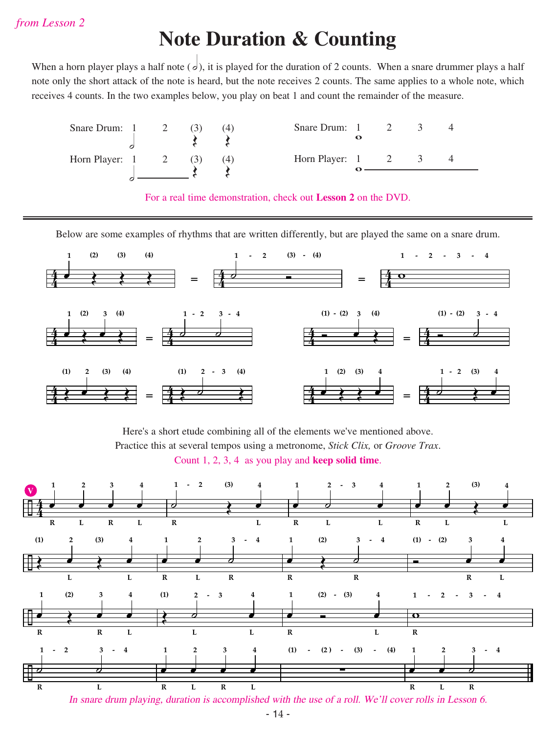*from Lesson 2*

# Note Duration & Counting

When a horn player plays a half note (𝅗𝅥), it is played for the duration of 2 counts. When a snare drummer plays a half note only the short attack of the note is heard, but the note receives 2 counts. The same applies to a whole note, which receives 4 counts. In the two examples below, you play on beat 1 and count the remainder of the measure.

Snare Drum: 1 2 (3) (4)

Horn Player: 1 2 (3) (4)

Snare Drum: 1 2 3 4

Horn Player: 1 2 3 4

For a real time demonstration, check out **Lesson 2** on the DVD.

---

Below are some examples of rhythms that are written differently, but are played the same on a snare drum.

1 (2) (3) (4) = 1 - 2 (3) - (4) = 1 - 2 - 3 - 4

1 (2) 3 (4) = 1 - 2 3 - 4

(1) - (2) 3 (4) = (1) - (2) 3 - 4

(1) 2 (3) (4) = (1) 2 - 3 (4)

1 (2) (3) 4 = 1 - 2 (3) 4

Here's a short etude combining all of the elements we've mentioned above.
Practice this at several tempos using a metronome, *Stick Clix,* or *Groove Trax*.
Count 1, 2, 3, 4 as you play and **keep solid time**.

*In snare drum playing, duration is accomplished with the use of a roll. We'll cover rolls in Lesson 6.*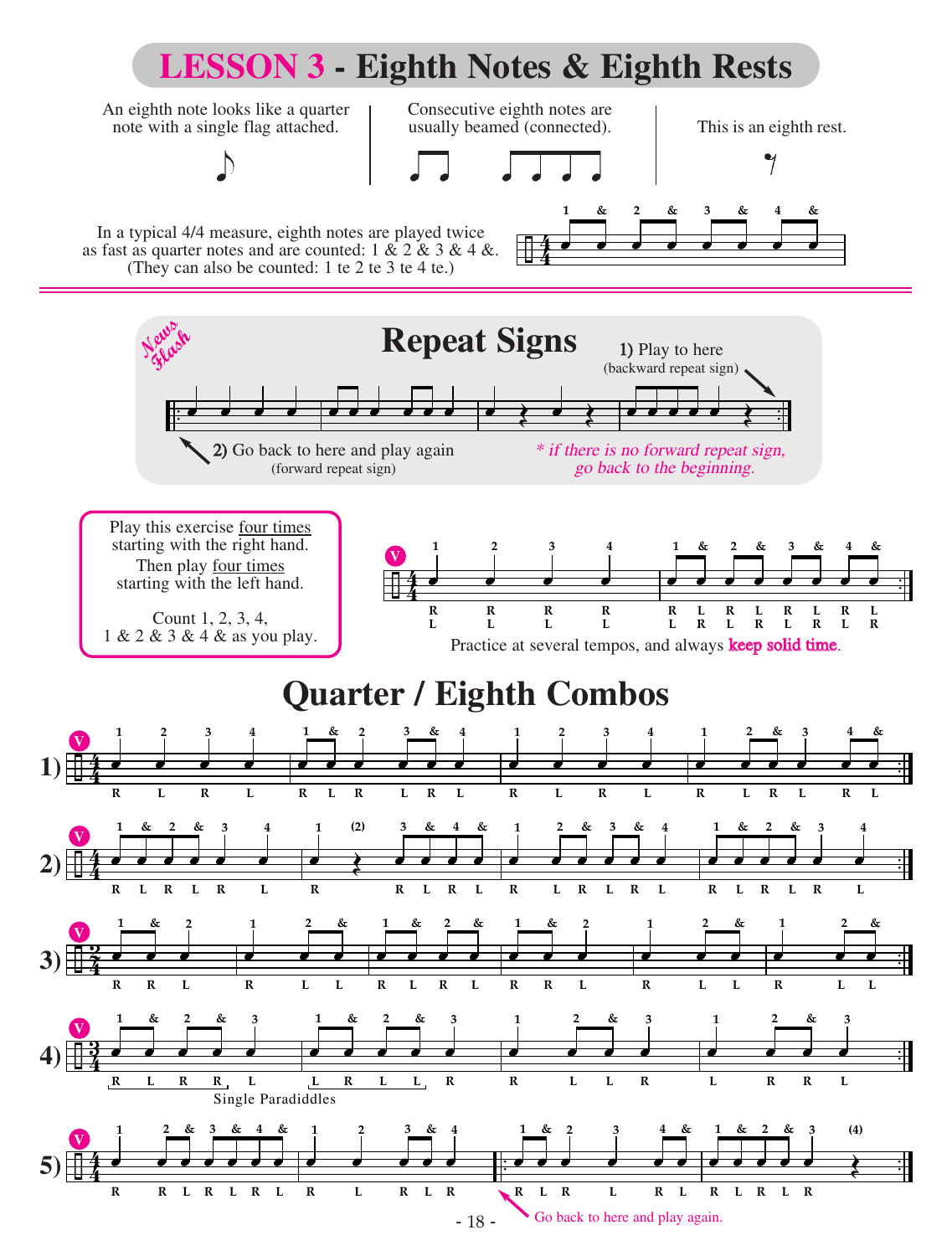# LESSON 3 - Eighth Notes & Eighth Rests

An eighth note looks like a quarter note with a single flag attached.

Consecutive eighth notes are usually beamed (connected).

This is an eighth rest.

In a typical 4/4 measure, eighth notes are played twice as fast as quarter notes and are counted: 1 & 2 & 3 & 4 &. (They can also be counted: 1 te 2 te 3 te 4 te.)

1 & 2 & 3 & 4 &

## Repeat Signs

*News Flash*

1) Play to here (backward repeat sign)

2) Go back to here and play again (forward repeat sign)

*\* if there is no forward repeat sign, go back to the beginning.*

Play this exercise four times starting with the right hand. Then play four times starting with the left hand.

Count 1, 2, 3, 4, 1 & 2 & 3 & 4 & as you play.

1 2 3 4 | 1 & 2 & 3 & 4 &

R R R R | R L R L R L R L
L L L L | L R L R L R L R

Practice at several tempos, and always **keep solid time**.

## Quarter / Eighth Combos

1) 1 2 3 4 | 1 & 2 3 & 4 | 1 2 3 4 | 1 2 & 3 4 &

R L R L | R L R L R L | R L R L | R L R L R L

2) 1 & 2 & 3 4 | 1 (2) 3 & 4 & | 1 2 & 3 & 4 | 1 & 2 & 3 4

R L R L R L | R R L R L | R L R L R L | R L R L R L

3) 1 & 2 | 1 2 & | 1 & 2 & | 1 & 2 | 1 2 & | 1 2 &

R R L | R L L | R L R L | R R L | R L L | R L L

4) 1 & 2 & 3 | 1 & 2 & 3 | 1 2 & 3 | 1 2 & 3

R L R R L | L R L L R | R L L R | L R R L

Single Paradiddles

5) 1 2 & 3 & 4 & | 1 2 3 & 4 | 1 & 2 3 4 & | 1 & 2 & 3 (4)

R R L R L R L | R L R L R | R L R L R L | R L R L R

Go back to here and play again.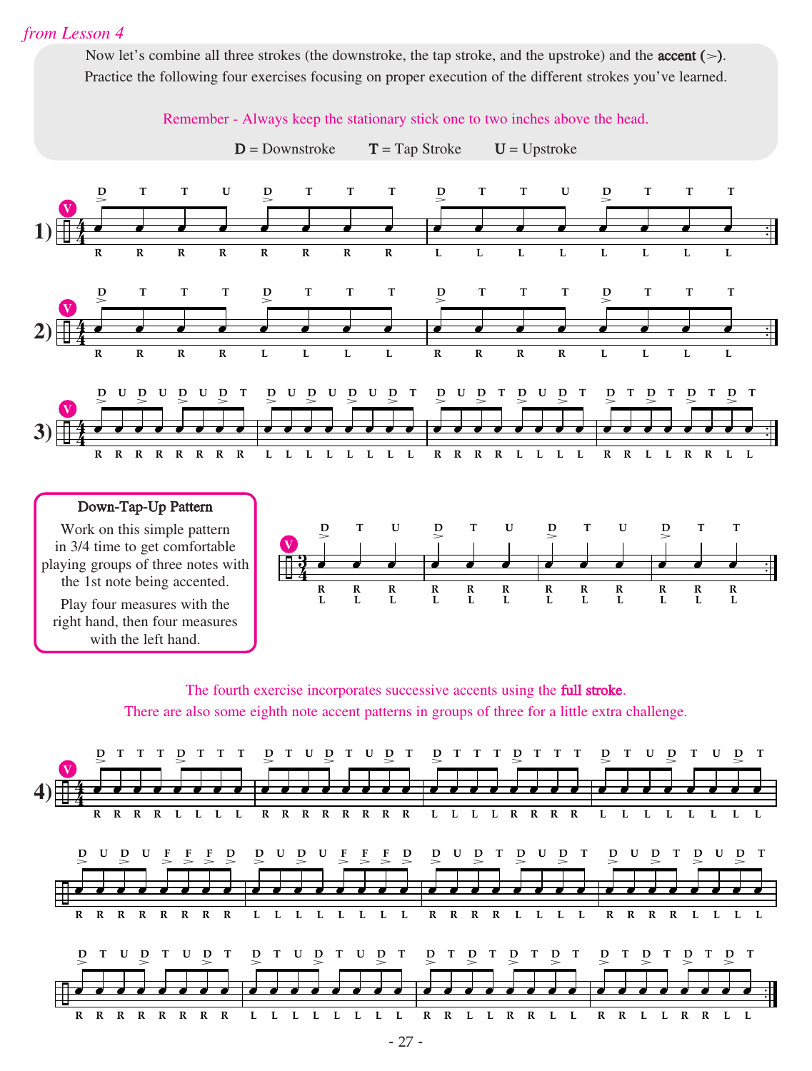*from Lesson 4*

Now let's combine all three strokes (the downstroke, the tap stroke, and the upstroke) and the **accent (>)**. Practice the following four exercises focusing on proper execution of the different strokes you've learned.

Remember - Always keep the stationary stick one to two inches above the head.

**D** = Downstroke **T** = Tap Stroke **U** = Upstroke

1)

D T T U D T T T | D T T U D T T T

R R R R R R R R | L L L L L L L L

2)

D T T T D T T T | D T T T D T T T

R R R R L L L L | R R R R L L L L

3)

D U D U D U D T D U D U D U D T | D U D T D U D T D T D T D T D T

R R R R R R R R L L L L L L L L | R R R R L L L L R R L L R R L L

**Down-Tap-Up Pattern**

Work on this simple pattern in 3/4 time to get comfortable playing groups of three notes with the 1st note being accented.

Play four measures with the right hand, then four measures with the left hand.

D T U | D T U | D T U | D T T

R R R | R R R | R R R | R R R

L L L | L L L | L L L | L L L

The fourth exercise incorporates successive accents using the **full stroke**.
There are also some eighth note accent patterns in groups of three for a little extra challenge.

4)

D T T T D T T T | D T U D T U D T | D T T T D T T T | D T U D T U D T

R R R R L L L L | R R R R R R R R | L L L L R R R R | L L L L L L L L

D U D U F F F D | D U D U F F F D | D U D T D U D T | D U D T D U D T

R R R R R R R R | L L L L L L L L | R R R R L L L L | R R R R L L L L

D T U D T U D T | D T U D T U D T | D T D T D T D T | D T D T D T D T

R R R R R R R R | L L L L L L L L | R R L L R R L L | R R L L R R L L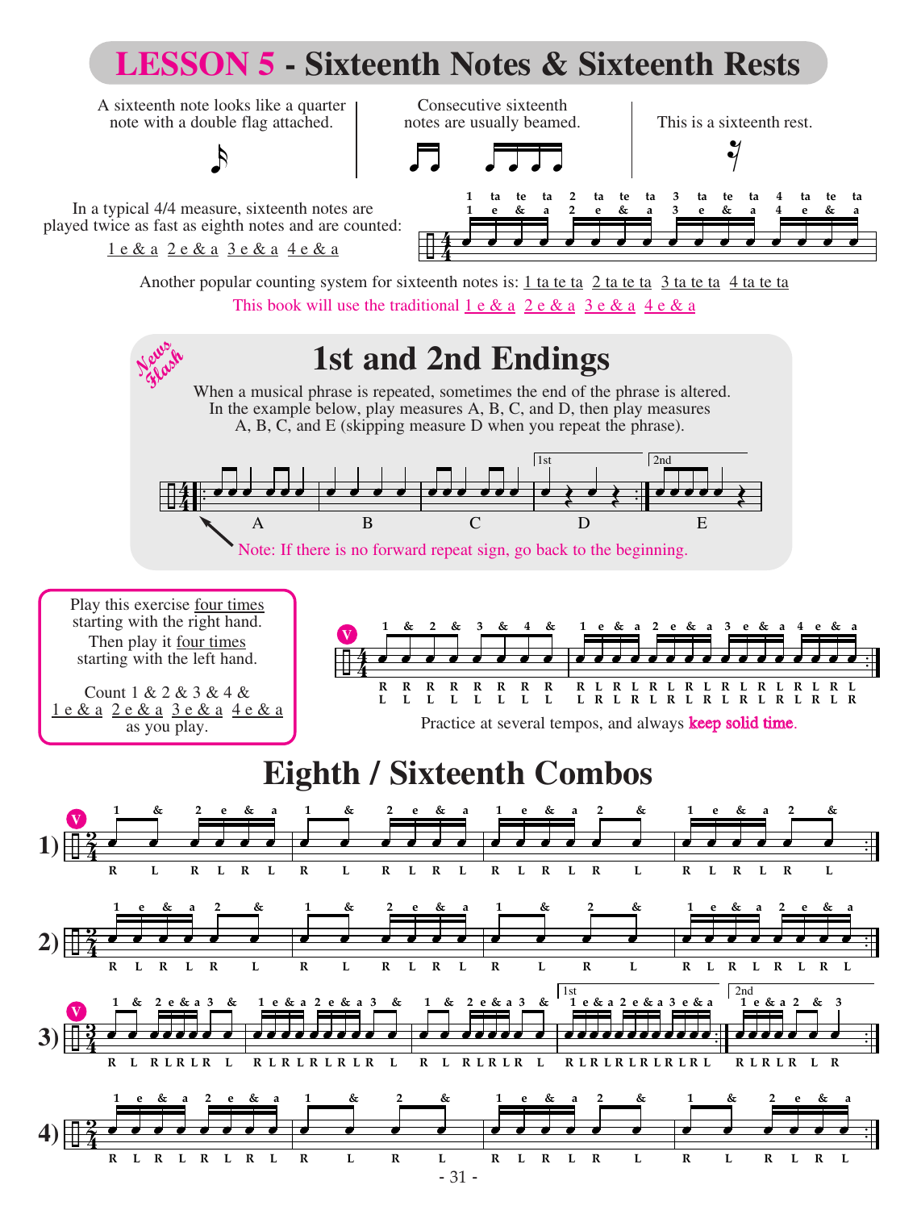# LESSON 5 - Sixteenth Notes & Sixteenth Rests

A sixteenth note looks like a quarter note with a double flag attached.

Consecutive sixteenth notes are usually beamed.

This is a sixteenth rest.

In a typical 4/4 measure, sixteenth notes are played twice as fast as eighth notes and are counted: 1 e & a 2 e & a 3 e & a 4 e & a

Another popular counting system for sixteenth notes is: 1 ta te ta 2 ta te ta 3 ta te ta 4 ta te ta

This book will use the traditional 1 e & a 2 e & a 3 e & a 4 e & a

## 1st and 2nd Endings

*News Flash*

When a musical phrase is repeated, sometimes the end of the phrase is altered. In the example below, play measures A, B, C, and D, then play measures A, B, C, and E (skipping measure D when you repeat the phrase).

Note: If there is no forward repeat sign, go back to the beginning.

Play this exercise four times starting with the right hand. Then play it four times starting with the left hand.

Count 1 & 2 & 3 & 4 & 1 e & a 2 e & a 3 e & a 4 e & a as you play.

Practice at several tempos, and always **keep solid time**.

## Eighth / Sixteenth Combos

1)

2)

3)

4)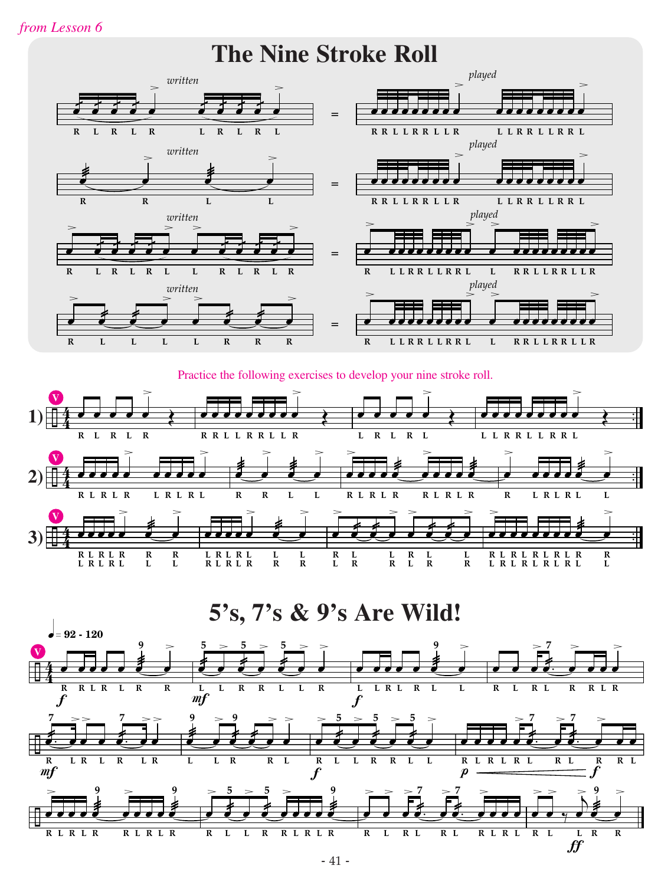*from Lesson 6*

# The Nine Stroke Roll

Practice the following exercises to develop your nine stroke roll.

# 5's, 7's & 9's Are Wild!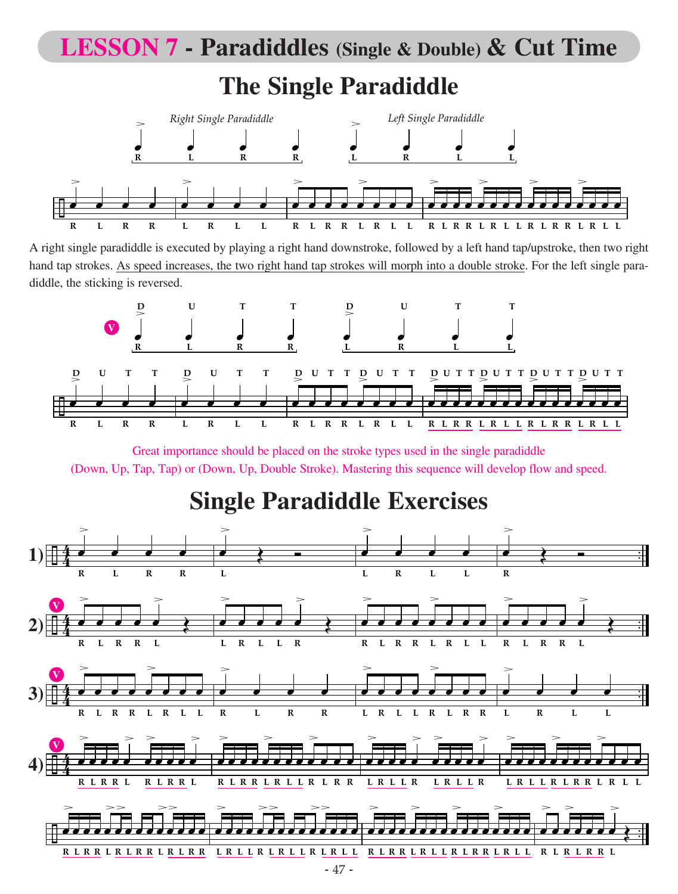# LESSON 7 - Paradiddles (Single & Double) & Cut Time

## The Single Paradiddle

*Right Single Paradiddle* — R L R R

*Left Single Paradiddle* — L R L L

R L R R L R L L R L R R L R L L R L R R L R L L R L R R L R L L

A right single paradiddle is executed by playing a right hand downstroke, followed by a left hand tap/upstroke, then two right hand tap strokes. As speed increases, the two right hand tap strokes will morph into a double stroke. For the left single paradiddle, the sticking is reversed.

D U T T D U T T

R L R R L R L L

Great importance should be placed on the stroke types used in the single paradiddle (Down, Up, Tap, Tap) or (Down, Up, Double Stroke). Mastering this sequence will develop flow and speed.

## Single Paradiddle Exercises

1) R L R R L L R L L R

2) R L R R L L R L L R R L R R L R L L R L R R L

3) R L R R L R L L R L R R L R L L R L R R L R L L R R

4) R L R R L R L R R L R L R R L R L L R L R R L R L L R L R L L R L R L L R R L R R L R L L

R L R R L R L R R L R L R R L R L L R L R L L R L R L L R L R R L R L L R L R R L R L L R L R L R R L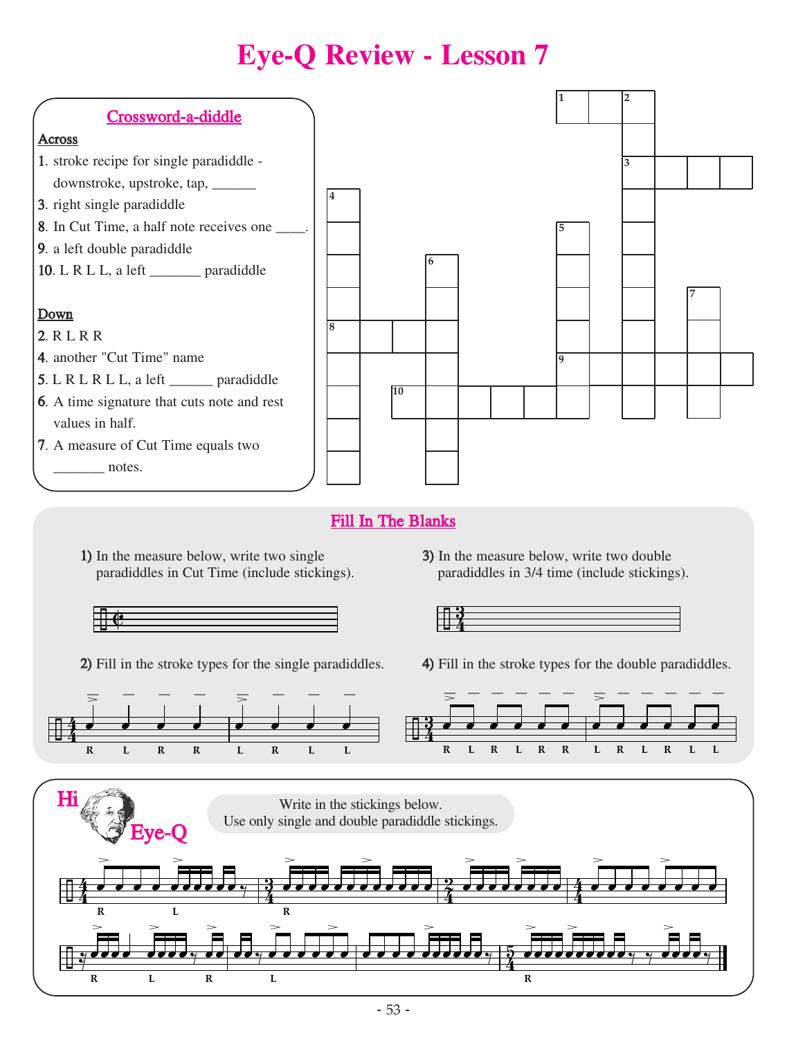# Eye-Q Review - Lesson 7

## Crossword-a-diddle

**Across**

1. stroke recipe for single paradiddle - downstroke, upstroke, tap, ______
3. right single paradiddle
8. In Cut Time, a half note receives one ____.
9. a left double paradiddle
10. L R L L, a left _______ paradiddle

**Down**

2. R L R R
4. another "Cut Time" name
5. L R L R L L, a left ______ paradiddle
6. A time signature that cuts note and rest values in half.
7. A measure of Cut Time equals two _______ notes.

## Fill In The Blanks

1) In the measure below, write two single paradiddles in Cut Time (include stickings).

2) Fill in the stroke types for the single paradiddles.

R L R R L R L L

3) In the measure below, write two double paradiddles in 3/4 time (include stickings).

4) Fill in the stroke types for the double paradiddles.

R L R L R R L R L R L L

## Hi Eye-Q

Write in the stickings below.
Use only single and double paradiddle stickings.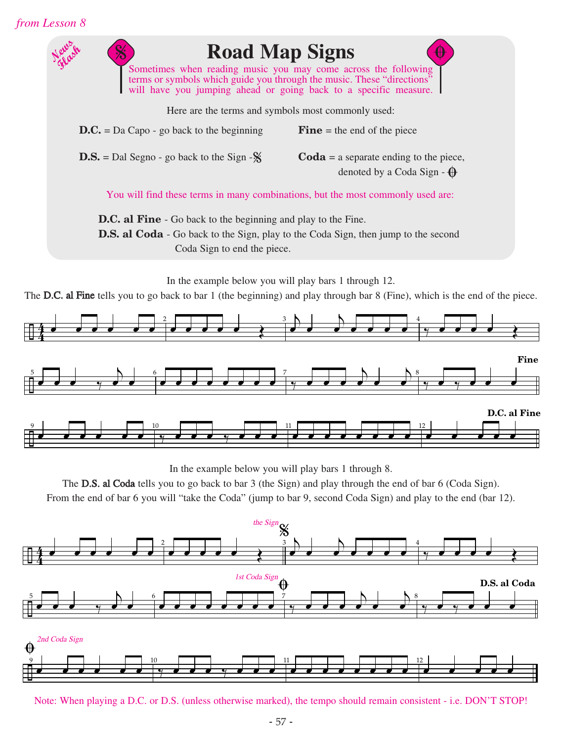*from Lesson 8*

# Road Map Signs

*News Flash*

Sometimes when reading music you may come across the following terms or symbols which guide you through the music. These "directions" will have you jumping ahead or going back to a specific measure.

Here are the terms and symbols most commonly used:

**D.C.** = Da Capo - go back to the beginning

**Fine** = the end of the piece

**D.S.** = Dal Segno - go back to the Sign - 𝄋

**Coda** = a separate ending to the piece, denoted by a Coda Sign - 𝄌

You will find these terms in many combinations, but the most commonly used are:

**D.C. al Fine** - Go back to the beginning and play to the Fine.
**D.S. al Coda** - Go back to the Sign, play to the Coda Sign, then jump to the second Coda Sign to end the piece.

In the example below you will play bars 1 through 12.
The **D.C. al Fine** tells you to go back to bar 1 (the beginning) and play through bar 8 (Fine), which is the end of the piece.

In the example below you will play bars 1 through 8.
The **D.S. al Coda** tells you to go back to bar 3 (the Sign) and play through the end of bar 6 (Coda Sign).
From the end of bar 6 you will "take the Coda" (jump to bar 9, second Coda Sign) and play to the end (bar 12).

Note: When playing a D.C. or D.S. (unless otherwise marked), the tempo should remain consistent - i.e. DON'T STOP!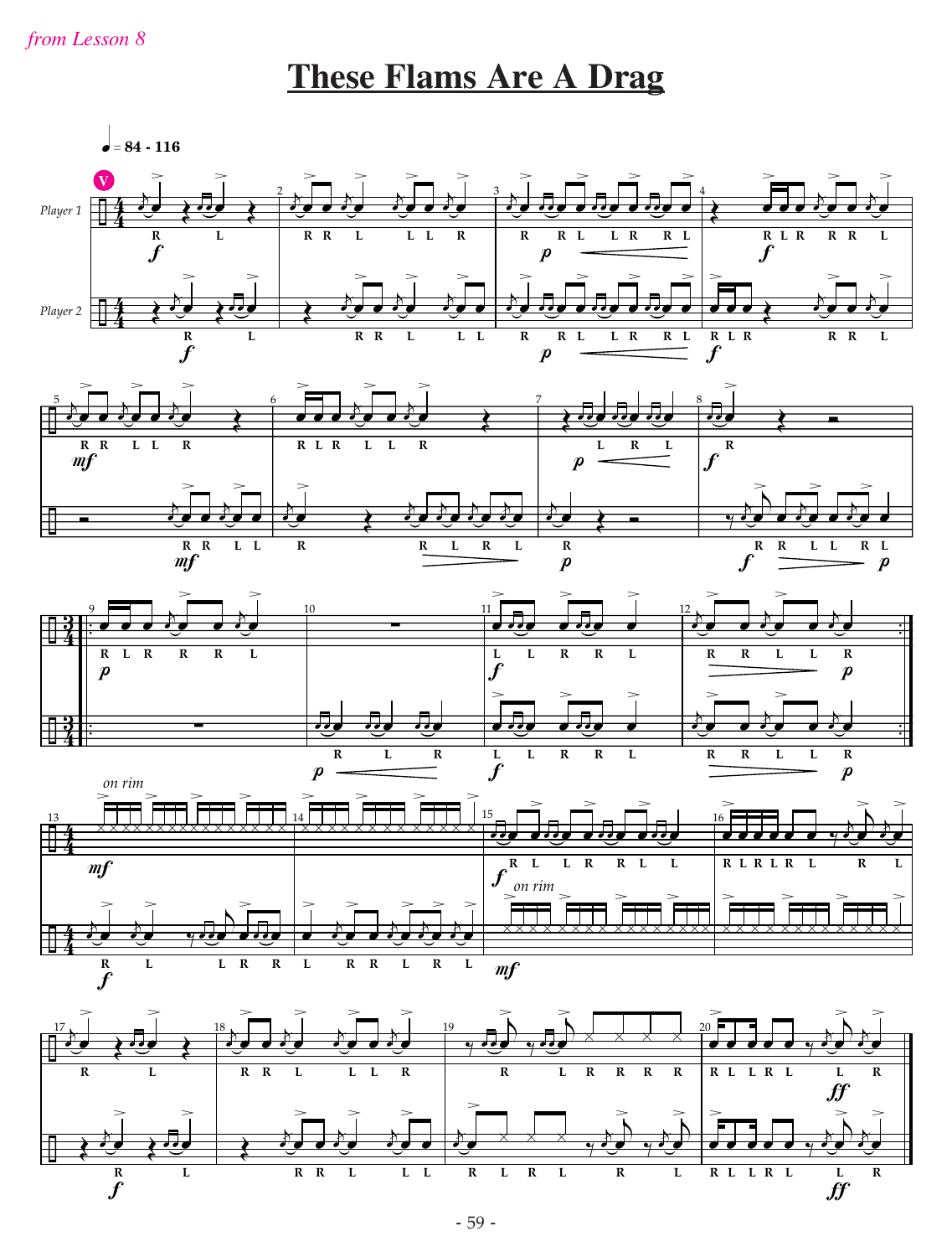*from Lesson 8*

# These Flams Are A Drag

♩ = 84 - 116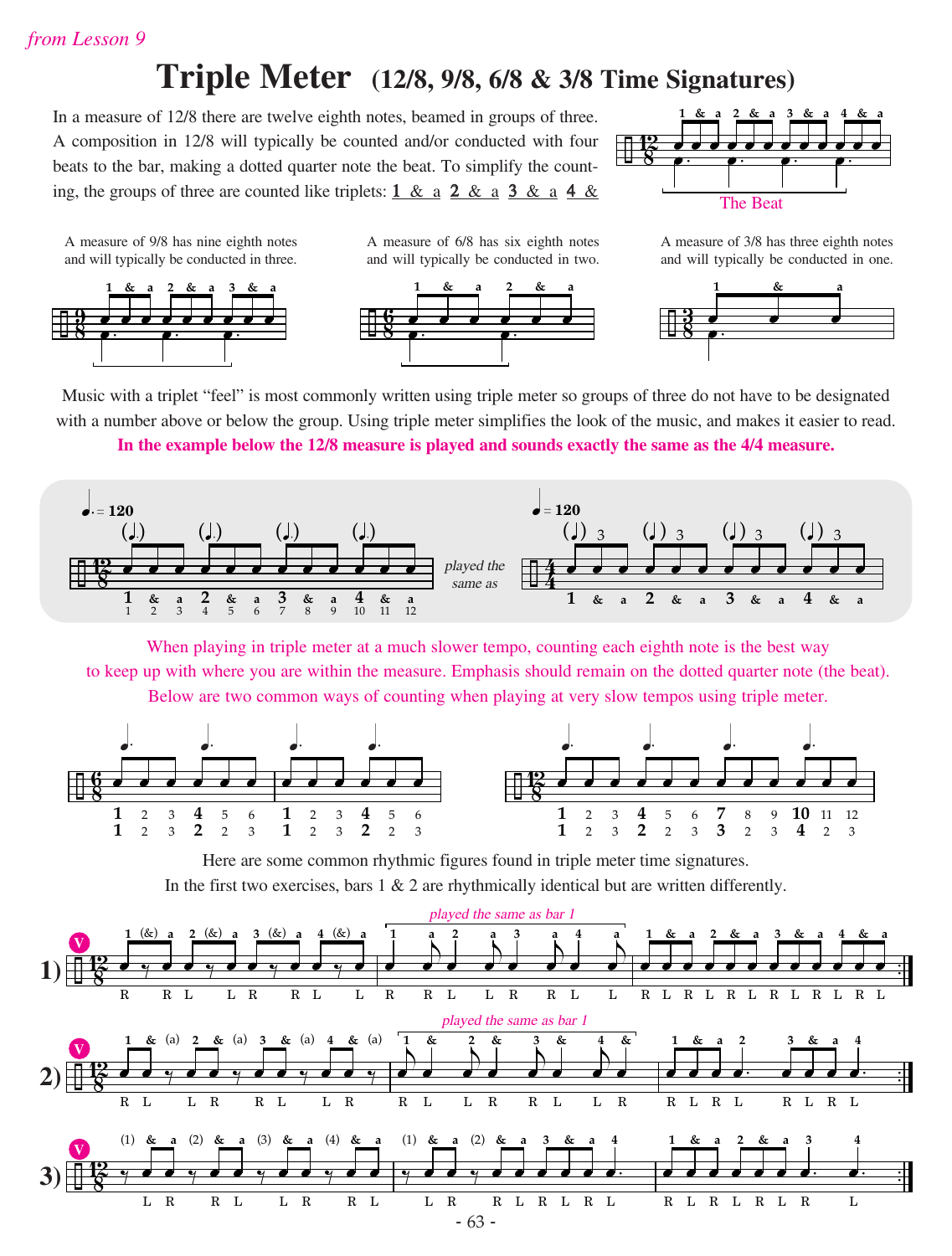*from Lesson 9*

# Triple Meter (12/8, 9/8, 6/8 & 3/8 Time Signatures)

In a measure of 12/8 there are twelve eighth notes, beamed in groups of three. A composition in 12/8 will typically be counted and/or conducted with four beats to the bar, making a dotted quarter note the beat. To simplify the counting, the groups of three are counted like triplets: 1 & a 2 & a 3 & a 4 & a

The Beat

A measure of 9/8 has nine eighth notes and will typically be conducted in three.

A measure of 6/8 has six eighth notes and will typically be conducted in two.

A measure of 3/8 has three eighth notes and will typically be conducted in one.

Music with a triplet "feel" is most commonly written using triple meter so groups of three do not have to be designated with a number above or below the group. Using triple meter simplifies the look of the music, and makes it easier to read.

**In the example below the 12/8 measure is played and sounds exactly the same as the 4/4 measure.**

When playing in triple meter at a much slower tempo, counting each eighth note is the best way to keep up with where you are within the measure. Emphasis should remain on the dotted quarter note (the beat). Below are two common ways of counting when playing at very slow tempos using triple meter.

Here are some common rhythmic figures found in triple meter time signatures.
In the first two exercises, bars 1 & 2 are rhythmically identical but are written differently.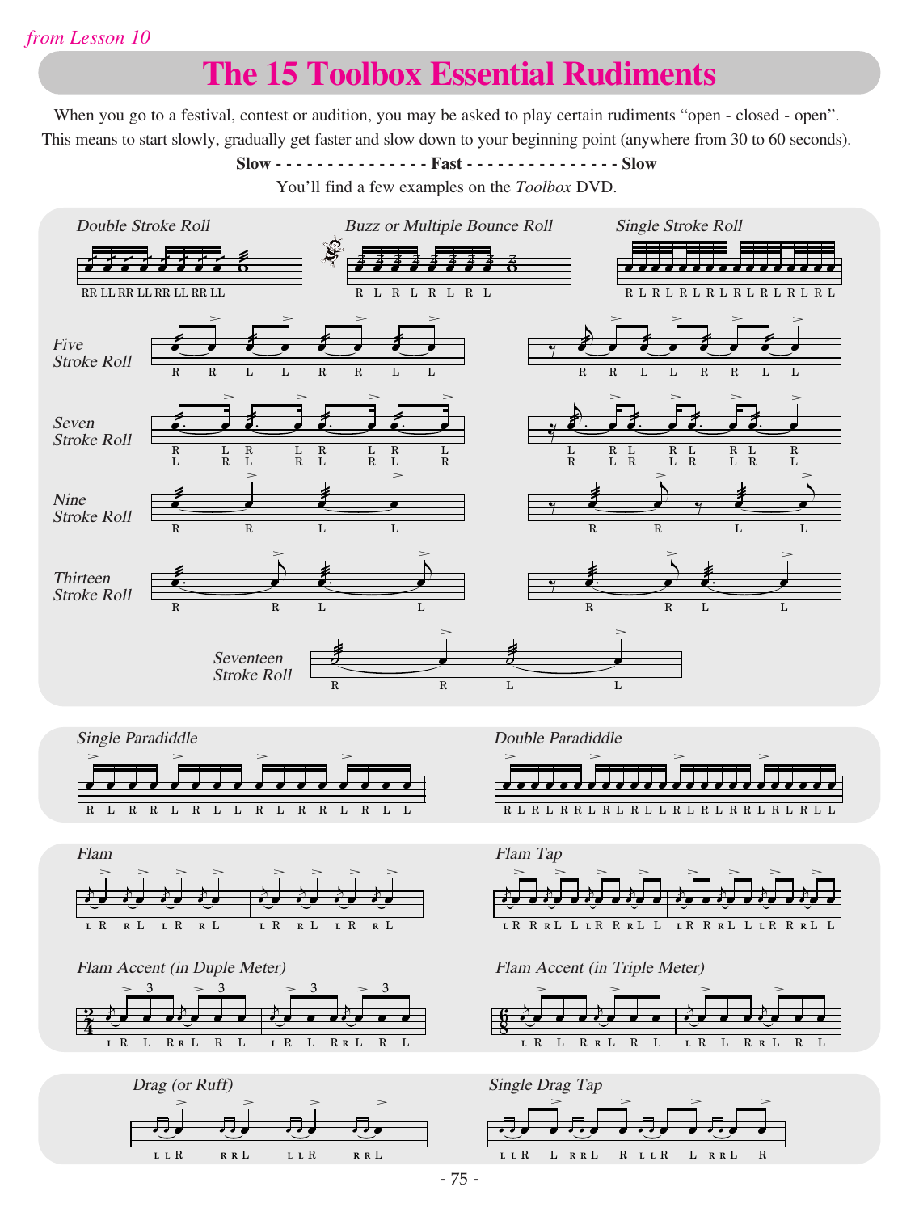*from Lesson 10*

# The 15 Toolbox Essential Rudiments

When you go to a festival, contest or audition, you may be asked to play certain rudiments "open - closed - open". This means to start slowly, gradually get faster and slow down to your beginning point (anywhere from 30 to 60 seconds).

**Slow - - - - - - - - - - - - - - Fast - - - - - - - - - - - - - - Slow**

You'll find a few examples on the *Toolbox* DVD.

*Double Stroke Roll*

RR LL RR LL RR LL RR LL

*Buzz or Multiple Bounce Roll*

R L R L R L R L

*Single Stroke Roll*

R L R L R L R L R L R L R L R L

*Five Stroke Roll*

R R L L R R L L

R R L L R R L L

*Seven Stroke Roll*

R L R L R L R L / L R L R L R L R

L R L R L R L R / R L R L R L R L

*Nine Stroke Roll*

R R L L

R R L L

*Thirteen Stroke Roll*

R R L L

R R L L

*Seventeen Stroke Roll*

R R L L

*Single Paradiddle*

R L R R L R L L R L R R L R L L

*Double Paradiddle*

R L R L R R L R L R L L R L R L R R L R L R L L

*Flam*

L R R L L R R L L R R L L R R L

*Flam Tap*

L R R R L L L R R R L L L R R R L L L R R R L L

*Flam Accent (in Duple Meter)*

L R L R R L R L L R L R R L R L

*Flam Accent (in Triple Meter)*

L R L R R L R L L R L R R L R L

*Drag (or Ruff)*

L L R R R L L L R R R L

*Single Drag Tap*

L L R L R R L R L L R L R R L R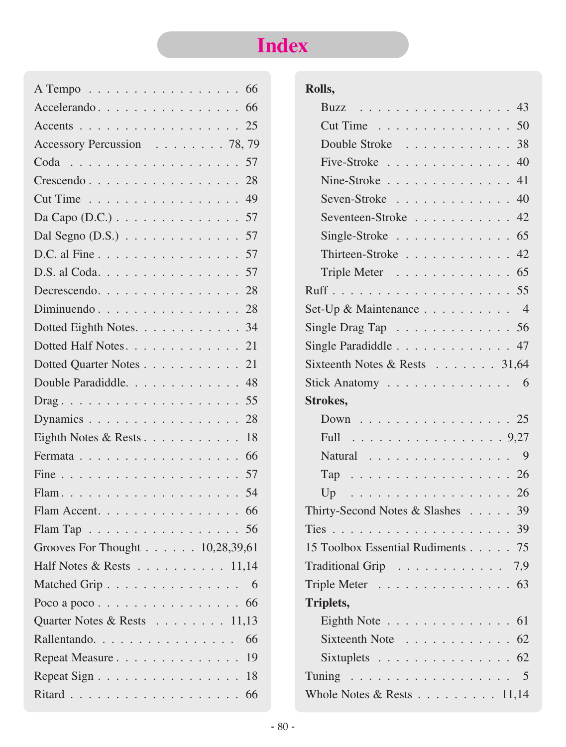# Index

A Tempo . . . . . . . . . . . . . . . . . . 66
Accelerando . . . . . . . . . . . . . . . . 66
Accents . . . . . . . . . . . . . . . . . . 25
Accessory Percussion . . . . . . . . 78, 79
Coda . . . . . . . . . . . . . . . . . . . 57
Crescendo . . . . . . . . . . . . . . . . 28
Cut Time . . . . . . . . . . . . . . . . . 49
Da Capo (D.C.) . . . . . . . . . . . . . 57
Dal Segno (D.S.) . . . . . . . . . . . . 57
D.C. al Fine . . . . . . . . . . . . . . . 57
D.S. al Coda. . . . . . . . . . . . . . . 57
Decrescendo. . . . . . . . . . . . . . . 28
Diminuendo . . . . . . . . . . . . . . . 28
Dotted Eighth Notes. . . . . . . . . . . 34
Dotted Half Notes. . . . . . . . . . . . 21
Dotted Quarter Notes . . . . . . . . . . 21
Double Paradiddle. . . . . . . . . . . . 48
Drag . . . . . . . . . . . . . . . . . . . 55
Dynamics . . . . . . . . . . . . . . . . 28
Eighth Notes & Rests . . . . . . . . . . 18
Fermata . . . . . . . . . . . . . . . . . 66
Fine . . . . . . . . . . . . . . . . . . . 57
Flam. . . . . . . . . . . . . . . . . . . 54
Flam Accent. . . . . . . . . . . . . . . 66
Flam Tap . . . . . . . . . . . . . . . . 56
Grooves For Thought . . . . . . 10,28,39,61
Half Notes & Rests . . . . . . . . . . 11,14
Matched Grip . . . . . . . . . . . . . . 6
Poco a poco . . . . . . . . . . . . . . . 66
Quarter Notes & Rests . . . . . . . . 11,13
Rallentando. . . . . . . . . . . . . . . 66
Repeat Measure . . . . . . . . . . . . . 19
Repeat Sign . . . . . . . . . . . . . . . 18
Ritard . . . . . . . . . . . . . . . . . . 66

**Rolls,**
- Buzz . . . . . . . . . . . . . . . . . 43
- Cut Time . . . . . . . . . . . . . . . 50
- Double Stroke . . . . . . . . . . . . 38
- Five-Stroke . . . . . . . . . . . . . 40
- Nine-Stroke . . . . . . . . . . . . . 41
- Seven-Stroke . . . . . . . . . . . . 40
- Seventeen-Stroke . . . . . . . . . . 42
- Single-Stroke . . . . . . . . . . . . 65
- Thirteen-Stroke . . . . . . . . . . . 42
- Triple Meter . . . . . . . . . . . . . 65

Ruff . . . . . . . . . . . . . . . . . . . 55
Set-Up & Maintenance . . . . . . . . . . 4
Single Drag Tap . . . . . . . . . . . . . 56
Single Paradiddle . . . . . . . . . . . . 47
Sixteenth Notes & Rests . . . . . . . 31,64
Stick Anatomy . . . . . . . . . . . . . . 6

**Strokes,**
- Down . . . . . . . . . . . . . . . . . 25
- Full . . . . . . . . . . . . . . . . . 9,27
- Natural . . . . . . . . . . . . . . . . 9
- Tap . . . . . . . . . . . . . . . . . . 26
- Up . . . . . . . . . . . . . . . . . . 26

Thirty-Second Notes & Slashes . . . . . 39
Ties . . . . . . . . . . . . . . . . . . . 39
15 Toolbox Essential Rudiments . . . . . 75
Traditional Grip . . . . . . . . . . . . 7,9
Triple Meter . . . . . . . . . . . . . . 63

**Triplets,**
- Eighth Note . . . . . . . . . . . . . 61
- Sixteenth Note . . . . . . . . . . . 62
- Sixtuplets . . . . . . . . . . . . . . 62

Tuning . . . . . . . . . . . . . . . . . . 5
Whole Notes & Rests . . . . . . . . . 11,14